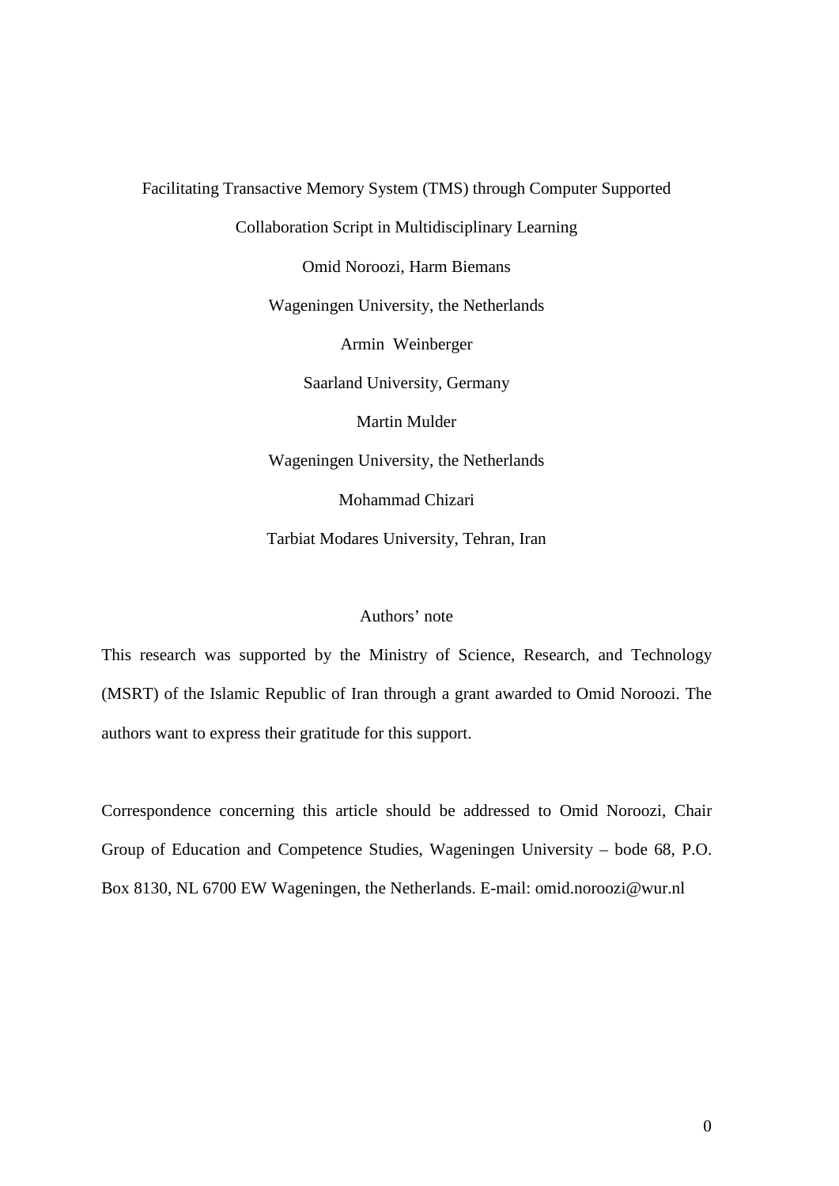# Facilitating Transactive Memory System (TMS) through Computer Supported Collaboration Script in Multidisciplinary Learning

Omid Noroozi, Harm Biemans

Wageningen University, the Netherlands

Armin Weinberger

Saarland University, Germany

Martin Mulder

Wageningen University, the Netherlands

Mohammad Chizari

Tarbiat Modares University, Tehran, Iran

## Authors' note

This research was supported by the Ministry of Science, Research, and Technology (MSRT) of the Islamic Republic of Iran through a grant awarded to Omid Noroozi. The authors want to express their gratitude for this support.

Correspondence concerning this article should be addressed to Omid Noroozi, Chair Group of Education and Competence Studies, Wageningen University – bode 68, P.O. Box 8130, NL 6700 EW Wageningen, the Netherlands. E-mail: omid.noroozi@wur.nl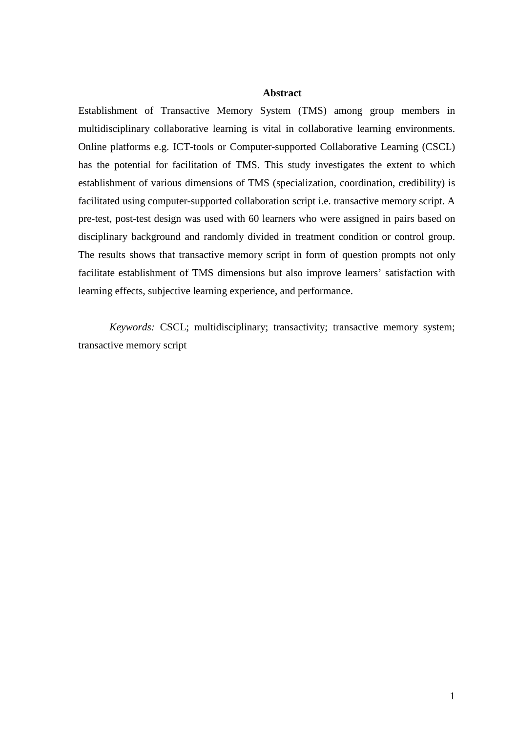## Abstract

Establishment of Transactive Memory System (TMS) among group members in multidisciplinary collaborative learning is vital in collaborative learning environments. Online platforms e.g. ICT-tools or Computer-supported Collaborative Learning (CSCL) has the potential for facilitation of TMS. This study investigates the extent to which establishment of various dimensions of TMS (specialization, coordination, credibility) is facilitated using computer-supported collaboration script i.e. transactive memory script. A pre-test, post-test design was used with 60 learners who were assigned in pairs based on disciplinary background and randomly divided in treatment condition or control group. The results shows that transactive memory script in form of question prompts not only facilitate establishment of TMS dimensions but also improve learners' satisfaction with learning effects, subjective learning experience, and performance.

*Keywords:* CSCL; multidisciplinary; transactivity; transactive memory system; transactive memory script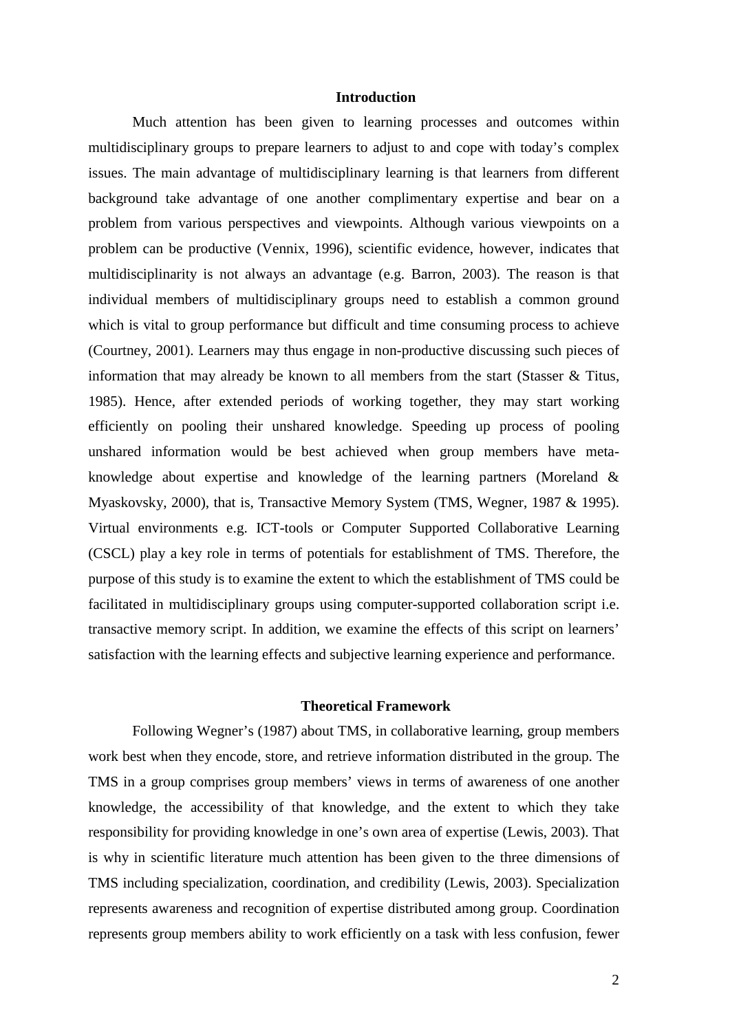## Introduction

Much attention has been given to learning processes and outcomes within multidisciplinary groups to prepare learners to adjust to and cope with today's complex issues. The main advantage of multidisciplinary learning is that learners from different background take advantage of one another complimentary expertise and bear on a problem from various perspectives and viewpoints. Although various viewpoints on a problem can be productive (Vennix, 1996), scientific evidence, however, indicates that multidisciplinarity is not always an advantage (e.g. Barron, 2003). The reason is that individual members of multidisciplinary groups need to establish a common ground which is vital to group performance but difficult and time consuming process to achieve (Courtney, 2001). Learners may thus engage in non-productive discussing such pieces of information that may already be known to all members from the start (Stasser & Titus, 1985). Hence, after extended periods of working together, they may start working efficiently on pooling their unshared knowledge. Speeding up process of pooling unshared information would be best achieved when group members have meta-knowledge about expertise and knowledge of the learning partners (Moreland & Myaskovsky, 2000), that is, Transactive Memory System (TMS, Wegner, 1987 & 1995). Virtual environments e.g. ICT-tools or Computer Supported Collaborative Learning (CSCL) play a key role in terms of potentials for establishment of TMS. Therefore, the purpose of this study is to examine the extent to which the establishment of TMS could be facilitated in multidisciplinary groups using computer-supported collaboration script i.e. transactive memory script. In addition, we examine the effects of this script on learners' satisfaction with the learning effects and subjective learning experience and performance.

## Theoretical Framework

Following Wegner's (1987) about TMS, in collaborative learning, group members work best when they encode, store, and retrieve information distributed in the group. The TMS in a group comprises group members' views in terms of awareness of one another knowledge, the accessibility of that knowledge, and the extent to which they take responsibility for providing knowledge in one's own area of expertise (Lewis, 2003). That is why in scientific literature much attention has been given to the three dimensions of TMS including specialization, coordination, and credibility (Lewis, 2003). Specialization represents awareness and recognition of expertise distributed among group. Coordination represents group members ability to work efficiently on a task with less confusion, fewer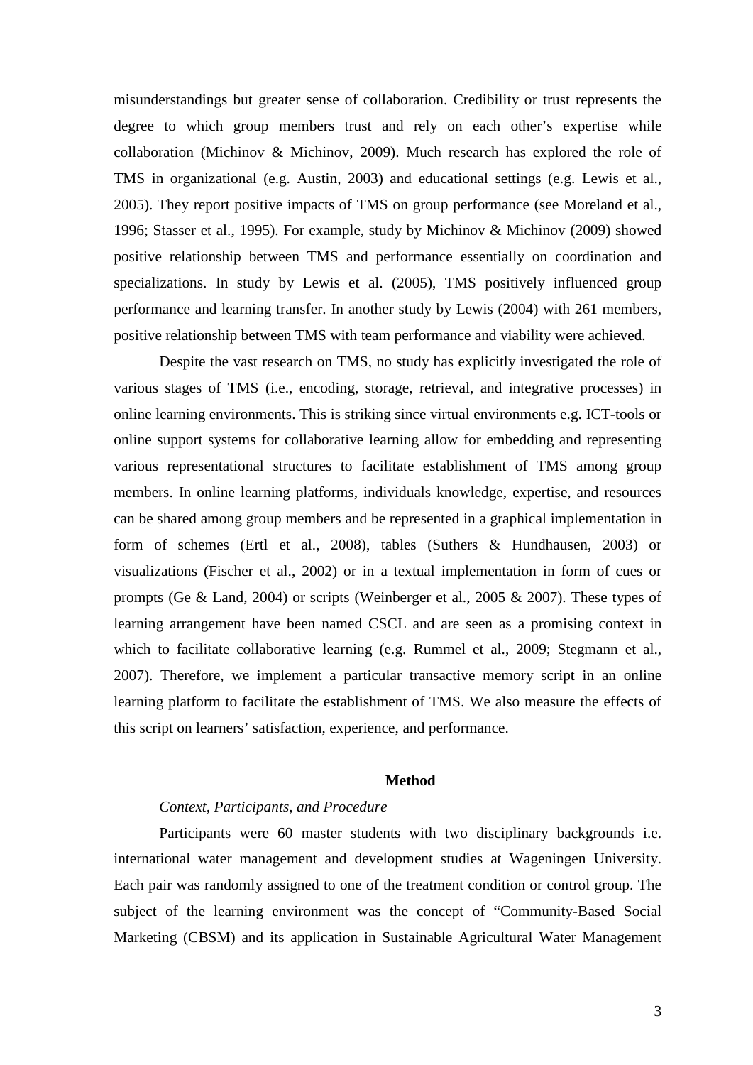misunderstandings but greater sense of collaboration. Credibility or trust represents the degree to which group members trust and rely on each other's expertise while collaboration (Michinov & Michinov, 2009). Much research has explored the role of TMS in organizational (e.g. Austin, 2003) and educational settings (e.g. Lewis et al., 2005). They report positive impacts of TMS on group performance (see Moreland et al., 1996; Stasser et al., 1995). For example, study by Michinov & Michinov (2009) showed positive relationship between TMS and performance essentially on coordination and specializations. In study by Lewis et al. (2005), TMS positively influenced group performance and learning transfer. In another study by Lewis (2004) with 261 members, positive relationship between TMS with team performance and viability were achieved.

Despite the vast research on TMS, no study has explicitly investigated the role of various stages of TMS (i.e., encoding, storage, retrieval, and integrative processes) in online learning environments. This is striking since virtual environments e.g. ICT-tools or online support systems for collaborative learning allow for embedding and representing various representational structures to facilitate establishment of TMS among group members. In online learning platforms, individuals knowledge, expertise, and resources can be shared among group members and be represented in a graphical implementation in form of schemes (Ertl et al., 2008), tables (Suthers & Hundhausen, 2003) or visualizations (Fischer et al., 2002) or in a textual implementation in form of cues or prompts (Ge & Land, 2004) or scripts (Weinberger et al., 2005 & 2007). These types of learning arrangement have been named CSCL and are seen as a promising context in which to facilitate collaborative learning (e.g. Rummel et al., 2009; Stegmann et al., 2007). Therefore, we implement a particular transactive memory script in an online learning platform to facilitate the establishment of TMS. We also measure the effects of this script on learners' satisfaction, experience, and performance.

## Method

### *Context, Participants, and Procedure*

Participants were 60 master students with two disciplinary backgrounds i.e. international water management and development studies at Wageningen University. Each pair was randomly assigned to one of the treatment condition or control group. The subject of the learning environment was the concept of "Community-Based Social Marketing (CBSM) and its application in Sustainable Agricultural Water Management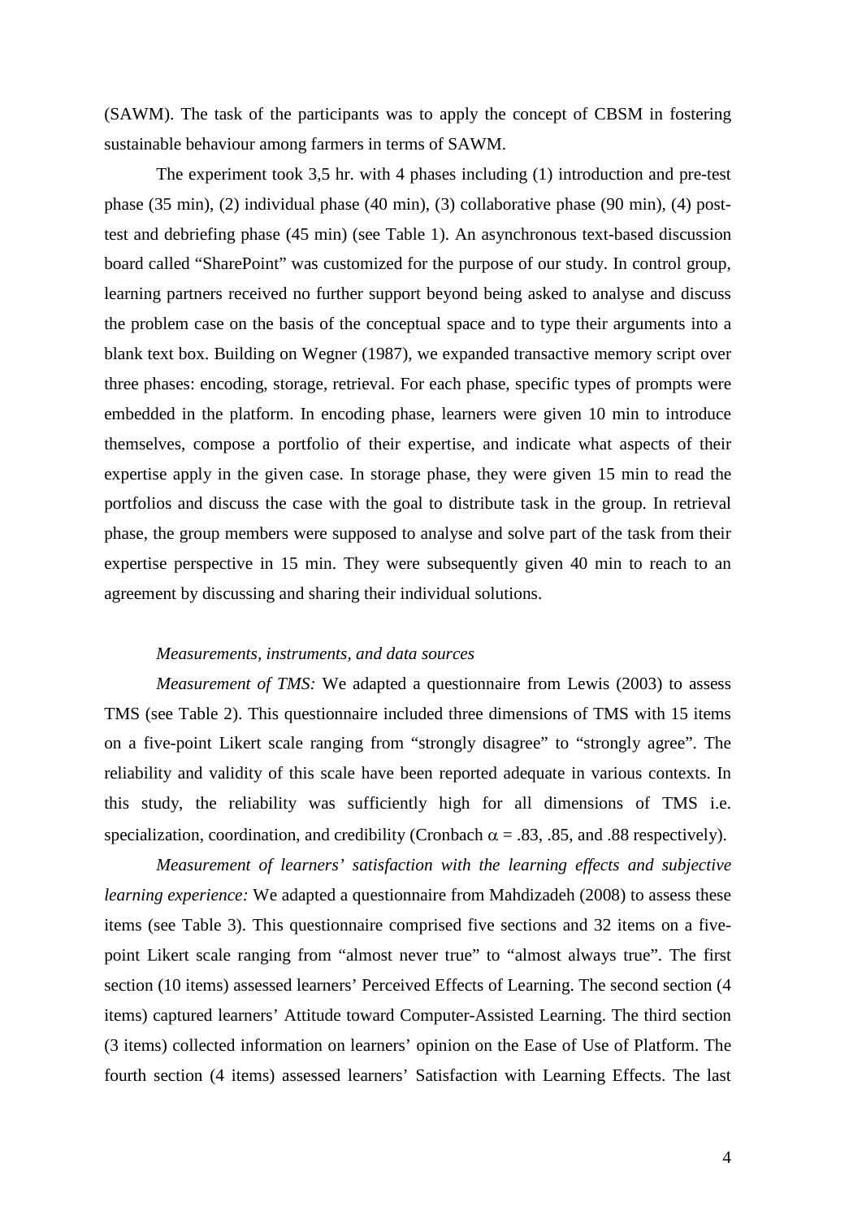(SAWM). The task of the participants was to apply the concept of CBSM in fostering sustainable behaviour among farmers in terms of SAWM.

The experiment took 3,5 hr. with 4 phases including (1) introduction and pre-test phase (35 min), (2) individual phase (40 min), (3) collaborative phase (90 min), (4) post-test and debriefing phase (45 min) (see Table 1). An asynchronous text-based discussion board called "SharePoint" was customized for the purpose of our study. In control group, learning partners received no further support beyond being asked to analyse and discuss the problem case on the basis of the conceptual space and to type their arguments into a blank text box. Building on Wegner (1987), we expanded transactive memory script over three phases: encoding, storage, retrieval. For each phase, specific types of prompts were embedded in the platform. In encoding phase, learners were given 10 min to introduce themselves, compose a portfolio of their expertise, and indicate what aspects of their expertise apply in the given case. In storage phase, they were given 15 min to read the portfolios and discuss the case with the goal to distribute task in the group. In retrieval phase, the group members were supposed to analyse and solve part of the task from their expertise perspective in 15 min. They were subsequently given 40 min to reach to an agreement by discussing and sharing their individual solutions.

*Measurements, instruments, and data sources*

*Measurement of TMS:* We adapted a questionnaire from Lewis (2003) to assess TMS (see Table 2). This questionnaire included three dimensions of TMS with 15 items on a five-point Likert scale ranging from "strongly disagree" to "strongly agree". The reliability and validity of this scale have been reported adequate in various contexts. In this study, the reliability was sufficiently high for all dimensions of TMS i.e. specialization, coordination, and credibility (Cronbach $\alpha$ = .83, .85, and .88 respectively).

*Measurement of learners' satisfaction with the learning effects and subjective learning experience:* We adapted a questionnaire from Mahdizadeh (2008) to assess these items (see Table 3). This questionnaire comprised five sections and 32 items on a five-point Likert scale ranging from "almost never true" to "almost always true". The first section (10 items) assessed learners' Perceived Effects of Learning. The second section (4 items) captured learners' Attitude toward Computer-Assisted Learning. The third section (3 items) collected information on learners' opinion on the Ease of Use of Platform. The fourth section (4 items) assessed learners' Satisfaction with Learning Effects. The last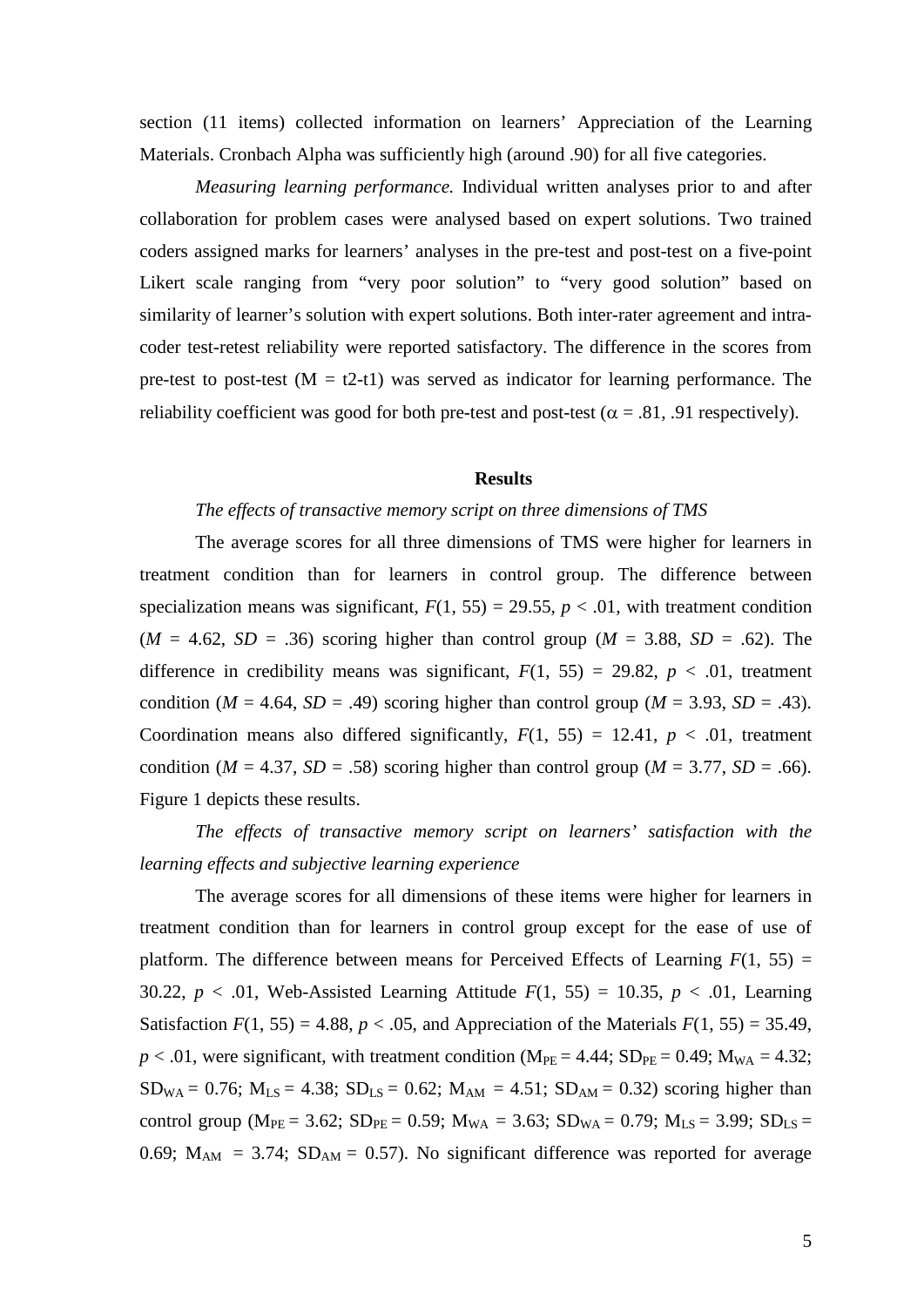section (11 items) collected information on learners' Appreciation of the Learning Materials. Cronbach Alpha was sufficiently high (around .90) for all five categories.

*Measuring learning performance.* Individual written analyses prior to and after collaboration for problem cases were analysed based on expert solutions. Two trained coders assigned marks for learners' analyses in the pre-test and post-test on a five-point Likert scale ranging from "very poor solution" to "very good solution" based on similarity of learner's solution with expert solutions. Both inter-rater agreement and intra-coder test-retest reliability were reported satisfactory. The difference in the scores from pre-test to post-test (M = t2-t1) was served as indicator for learning performance. The reliability coefficient was good for both pre-test and post-test ($\alpha$ = .81, .91 respectively).

## Results

*The effects of transactive memory script on three dimensions of TMS*

The average scores for all three dimensions of TMS were higher for learners in treatment condition than for learners in control group. The difference between specialization means was significant, $F(1, 55) = 29.55$, $p < .01$, with treatment condition ($M = 4.62$, $SD = .36$) scoring higher than control group ($M = 3.88$, $SD = .62$). The difference in credibility means was significant, $F(1, 55) = 29.82$, $p < .01$, treatment condition ($M = 4.64$, $SD = .49$) scoring higher than control group ($M = 3.93$, $SD = .43$). Coordination means also differed significantly, $F(1, 55) = 12.41$, $p < .01$, treatment condition ($M = 4.37$, $SD = .58$) scoring higher than control group ($M = 3.77$, $SD = .66$). Figure 1 depicts these results.

*The effects of transactive memory script on learners' satisfaction with the learning effects and subjective learning experience*

The average scores for all dimensions of these items were higher for learners in treatment condition than for learners in control group except for the ease of use of platform. The difference between means for Perceived Effects of Learning $F(1, 55) = 30.22$, $p < .01$, Web-Assisted Learning Attitude $F(1, 55) = 10.35$, $p < .01$, Learning Satisfaction $F(1, 55) = 4.88$, $p < .05$, and Appreciation of the Materials $F(1, 55) = 35.49$, $p < .01$, were significant, with treatment condition ($M_{PE} = 4.44$; $SD_{PE} = 0.49$; $M_{WA} = 4.32$; $SD_{WA} = 0.76$; $M_{LS} = 4.38$; $SD_{LS} = 0.62$; $M_{AM} = 4.51$; $SD_{AM} = 0.32$) scoring higher than control group ($M_{PE} = 3.62$; $SD_{PE} = 0.59$; $M_{WA} = 3.63$; $SD_{WA} = 0.79$; $M_{LS} = 3.99$; $SD_{LS} = 0.69$; $M_{AM} = 3.74$; $SD_{AM} = 0.57$). No significant difference was reported for average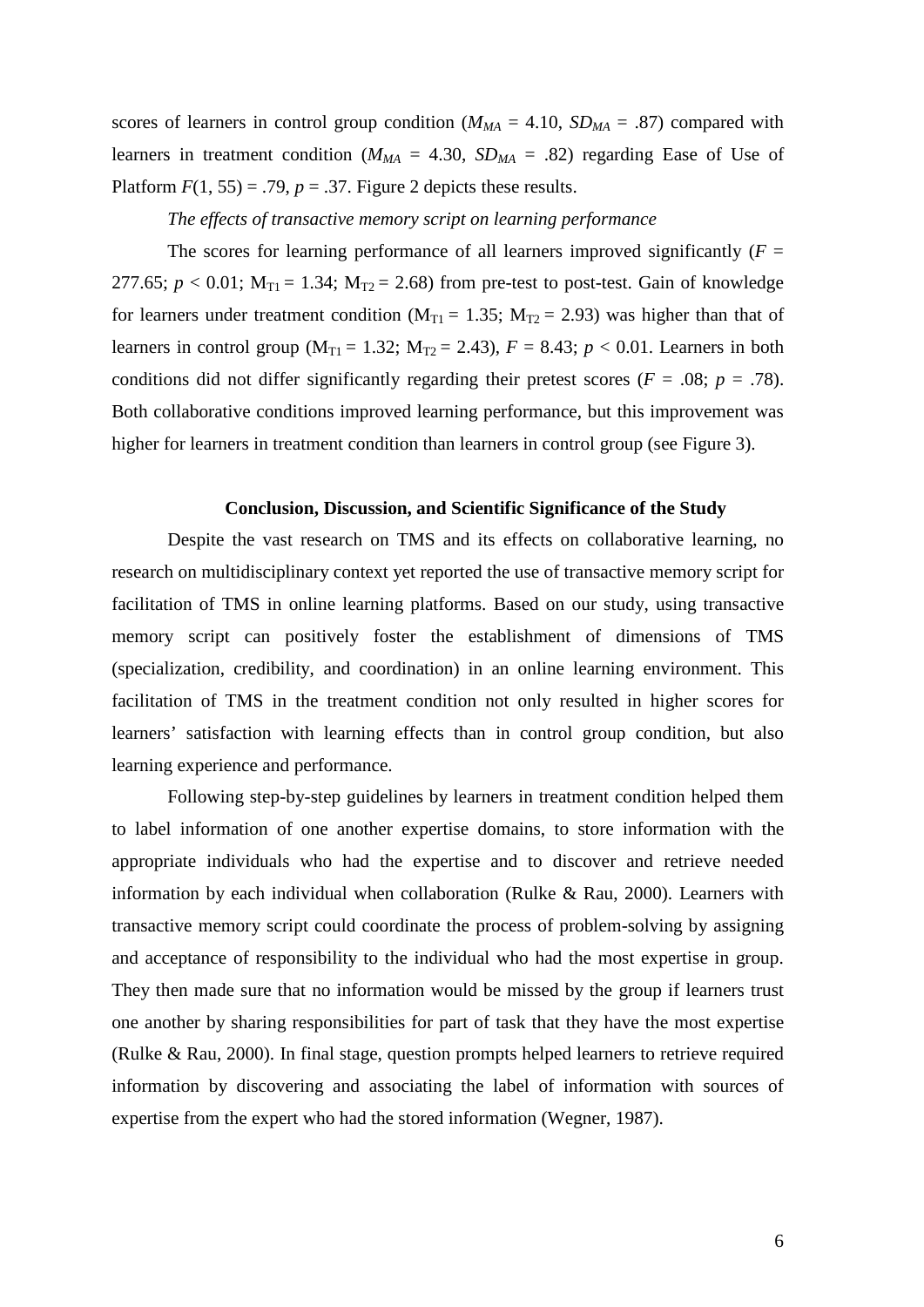scores of learners in control group condition ($M_{MA}$ = 4.10, $SD_{MA}$ = .87) compared with learners in treatment condition ($M_{MA}$ = 4.30, $SD_{MA}$ = .82) regarding Ease of Use of Platform $F(1, 55) = .79$, $p = .37$. Figure 2 depicts these results.

*The effects of transactive memory script on learning performance*

The scores for learning performance of all learners improved significantly ($F$ = 277.65; $p < 0.01$; $M_{T1} = 1.34$; $M_{T2} = 2.68$) from pre-test to post-test. Gain of knowledge for learners under treatment condition ($M_{T1} = 1.35$; $M_{T2} = 2.93$) was higher than that of learners in control group ($M_{T1} = 1.32$; $M_{T2} = 2.43$), $F = 8.43$; $p < 0.01$. Learners in both conditions did not differ significantly regarding their pretest scores ($F = .08$; $p = .78$). Both collaborative conditions improved learning performance, but this improvement was higher for learners in treatment condition than learners in control group (see Figure 3).

## Conclusion, Discussion, and Scientific Significance of the Study

Despite the vast research on TMS and its effects on collaborative learning, no research on multidisciplinary context yet reported the use of transactive memory script for facilitation of TMS in online learning platforms. Based on our study, using transactive memory script can positively foster the establishment of dimensions of TMS (specialization, credibility, and coordination) in an online learning environment. This facilitation of TMS in the treatment condition not only resulted in higher scores for learners' satisfaction with learning effects than in control group condition, but also learning experience and performance.

Following step-by-step guidelines by learners in treatment condition helped them to label information of one another expertise domains, to store information with the appropriate individuals who had the expertise and to discover and retrieve needed information by each individual when collaboration (Rulke & Rau, 2000). Learners with transactive memory script could coordinate the process of problem-solving by assigning and acceptance of responsibility to the individual who had the most expertise in group. They then made sure that no information would be missed by the group if learners trust one another by sharing responsibilities for part of task that they have the most expertise (Rulke & Rau, 2000). In final stage, question prompts helped learners to retrieve required information by discovering and associating the label of information with sources of expertise from the expert who had the stored information (Wegner, 1987).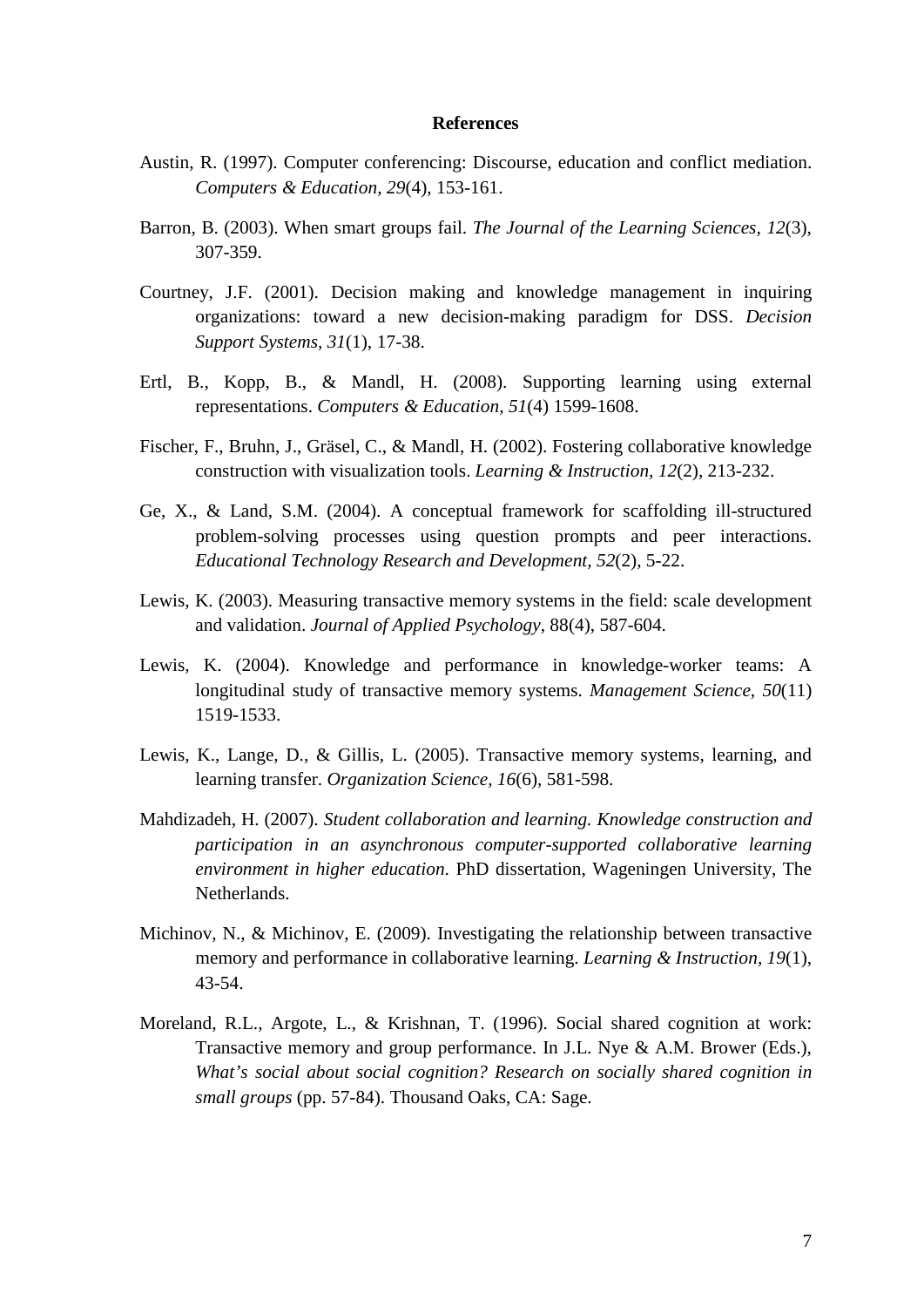## References

Austin, R. (1997). Computer conferencing: Discourse, education and conflict mediation. *Computers & Education, 29*(4), 153-161.

Barron, B. (2003). When smart groups fail. *The Journal of the Learning Sciences, 12*(3), 307-359.

Courtney, J.F. (2001). Decision making and knowledge management in inquiring organizations: toward a new decision-making paradigm for DSS. *Decision Support Systems, 31*(1), 17-38.

Ertl, B., Kopp, B., & Mandl, H. (2008). Supporting learning using external representations. *Computers & Education, 51*(4) 1599-1608.

Fischer, F., Bruhn, J., Gräsel, C., & Mandl, H. (2002). Fostering collaborative knowledge construction with visualization tools. *Learning & Instruction, 12*(2), 213-232.

Ge, X., & Land, S.M. (2004). A conceptual framework for scaffolding ill-structured problem-solving processes using question prompts and peer interactions. *Educational Technology Research and Development, 52*(2), 5-22.

Lewis, K. (2003). Measuring transactive memory systems in the field: scale development and validation. *Journal of Applied Psychology*, 88(4), 587-604.

Lewis, K. (2004). Knowledge and performance in knowledge-worker teams: A longitudinal study of transactive memory systems. *Management Science, 50*(11) 1519-1533.

Lewis, K., Lange, D., & Gillis, L. (2005). Transactive memory systems, learning, and learning transfer. *Organization Science, 16*(6), 581-598.

Mahdizadeh, H. (2007). *Student collaboration and learning. Knowledge construction and participation in an asynchronous computer-supported collaborative learning environment in higher education*. PhD dissertation, Wageningen University, The Netherlands.

Michinov, N., & Michinov, E. (2009). Investigating the relationship between transactive memory and performance in collaborative learning. *Learning & Instruction, 19*(1), 43-54.

Moreland, R.L., Argote, L., & Krishnan, T. (1996). Social shared cognition at work: Transactive memory and group performance. In J.L. Nye & A.M. Brower (Eds.), *What's social about social cognition? Research on socially shared cognition in small groups* (pp. 57-84). Thousand Oaks, CA: Sage.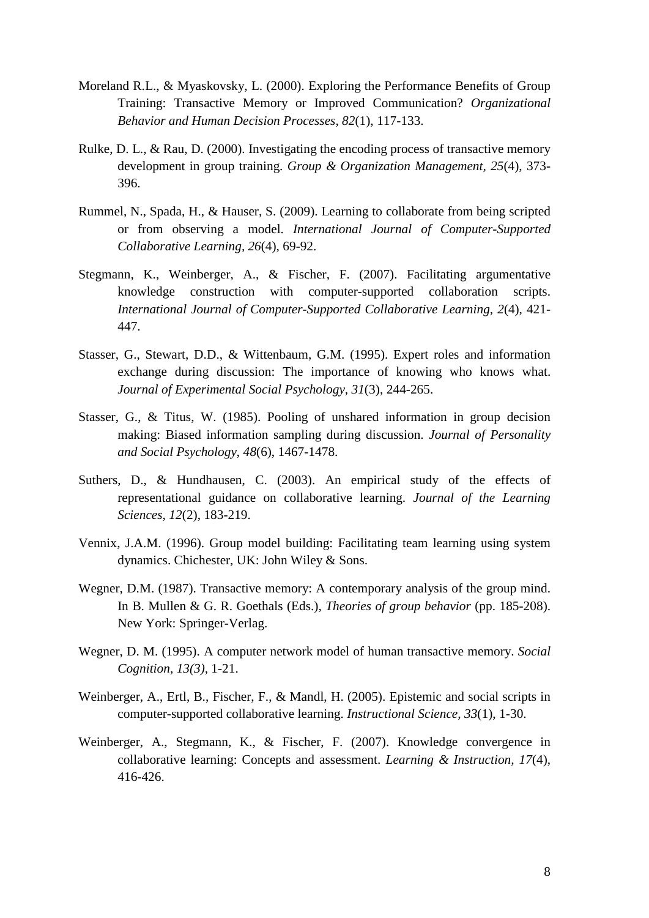Moreland R.L., & Myaskovsky, L. (2000). Exploring the Performance Benefits of Group Training: Transactive Memory or Improved Communication? *Organizational Behavior and Human Decision Processes, 82*(1), 117-133.

Rulke, D. L., & Rau, D. (2000). Investigating the encoding process of transactive memory development in group training. *Group & Organization Management, 25*(4), 373-396.

Rummel, N., Spada, H., & Hauser, S. (2009). Learning to collaborate from being scripted or from observing a model. *International Journal of Computer-Supported Collaborative Learning, 26*(4), 69-92.

Stegmann, K., Weinberger, A., & Fischer, F. (2007). Facilitating argumentative knowledge construction with computer-supported collaboration scripts. *International Journal of Computer-Supported Collaborative Learning, 2*(4), 421-447.

Stasser, G., Stewart, D.D., & Wittenbaum, G.M. (1995). Expert roles and information exchange during discussion: The importance of knowing who knows what. *Journal of Experimental Social Psychology, 31*(3), 244-265.

Stasser, G., & Titus, W. (1985). Pooling of unshared information in group decision making: Biased information sampling during discussion. *Journal of Personality and Social Psychology, 48*(6), 1467-1478.

Suthers, D., & Hundhausen, C. (2003). An empirical study of the effects of representational guidance on collaborative learning. *Journal of the Learning Sciences, 12*(2), 183-219.

Vennix, J.A.M. (1996). Group model building: Facilitating team learning using system dynamics. Chichester, UK: John Wiley & Sons.

Wegner, D.M. (1987). Transactive memory: A contemporary analysis of the group mind. In B. Mullen & G. R. Goethals (Eds.), *Theories of group behavior* (pp. 185-208). New York: Springer-Verlag.

Wegner, D. M. (1995). A computer network model of human transactive memory. *Social Cognition, 13(3)*, 1-21.

Weinberger, A., Ertl, B., Fischer, F., & Mandl, H. (2005). Epistemic and social scripts in computer-supported collaborative learning. *Instructional Science, 33*(1), 1-30.

Weinberger, A., Stegmann, K., & Fischer, F. (2007). Knowledge convergence in collaborative learning: Concepts and assessment. *Learning & Instruction, 17*(4), 416-426.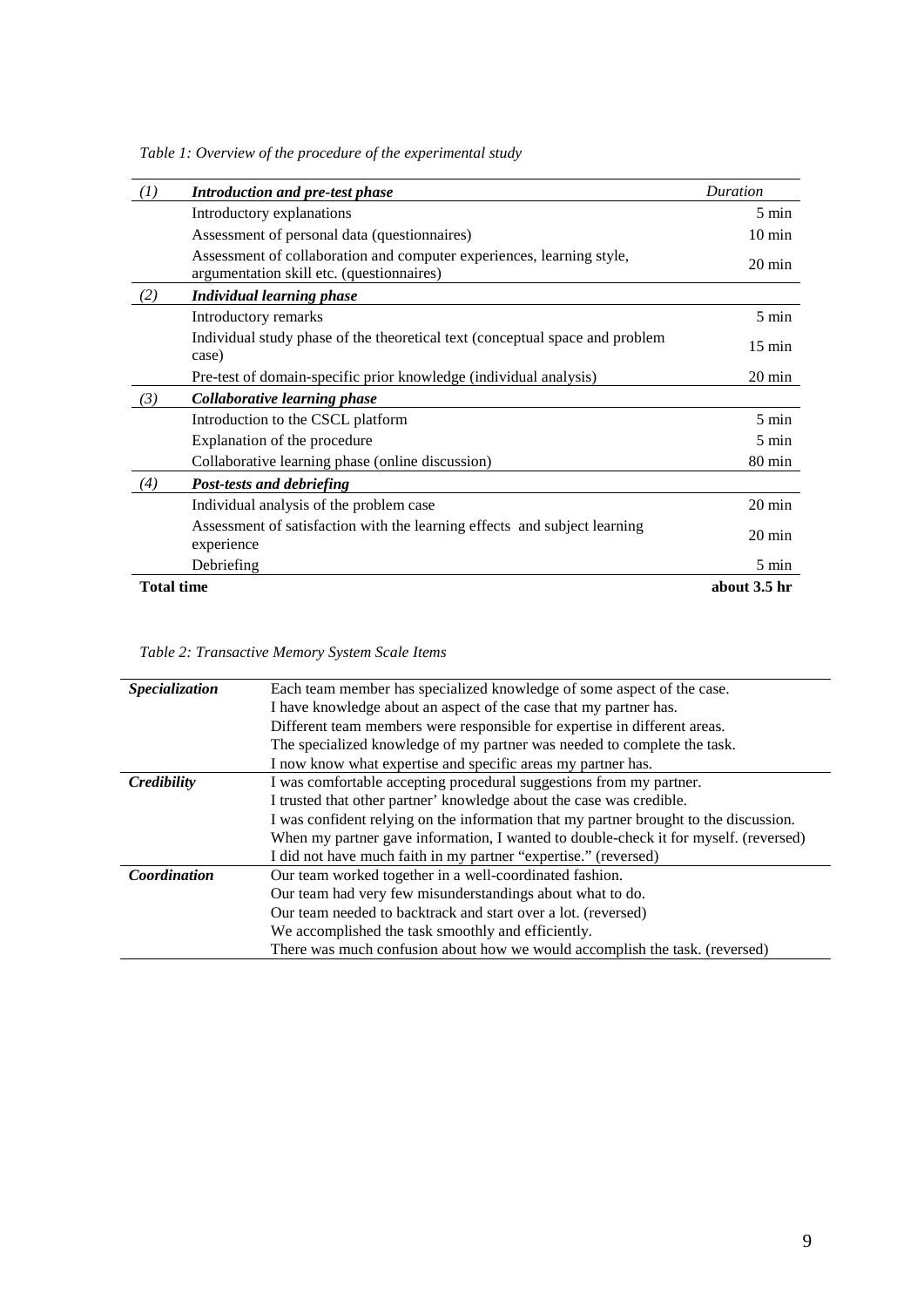*Table 1: Overview of the procedure of the experimental study*

| | | Duration |
|---|---|---|
| *(1)* | ***Introduction and pre-test phase*** | |
| | Introductory explanations | 5 min |
| | Assessment of personal data (questionnaires) | 10 min |
| | Assessment of collaboration and computer experiences, learning style, argumentation skill etc. (questionnaires) | 20 min |
| *(2)* | ***Individual learning phase*** | |
| | Introductory remarks | 5 min |
| | Individual study phase of the theoretical text (conceptual space and problem case) | 15 min |
| | Pre-test of domain-specific prior knowledge (individual analysis) | 20 min |
| *(3)* | ***Collaborative learning phase*** | |
| | Introduction to the CSCL platform | 5 min |
| | Explanation of the procedure | 5 min |
| | Collaborative learning phase (online discussion) | 80 min |
| *(4)* | ***Post-tests and debriefing*** | |
| | Individual analysis of the problem case | 20 min |
| | Assessment of satisfaction with the learning effects and subject learning experience | 20 min |
| | Debriefing | 5 min |
| **Total time** | | **about 3.5 hr** |

*Table 2: Transactive Memory System Scale Items*

| | |
|---|---|
| ***Specialization*** | Each team member has specialized knowledge of some aspect of the case. |
| | I have knowledge about an aspect of the case that my partner has. |
| | Different team members were responsible for expertise in different areas. |
| | The specialized knowledge of my partner was needed to complete the task. |
| | I now know what expertise and specific areas my partner has. |
| ***Credibility*** | I was comfortable accepting procedural suggestions from my partner. |
| | I trusted that other partner' knowledge about the case was credible. |
| | I was confident relying on the information that my partner brought to the discussion. |
| | When my partner gave information, I wanted to double-check it for myself. (reversed) |
| | I did not have much faith in my partner "expertise." (reversed) |
| ***Coordination*** | Our team worked together in a well-coordinated fashion. |
| | Our team had very few misunderstandings about what to do. |
| | Our team needed to backtrack and start over a lot. (reversed) |
| | We accomplished the task smoothly and efficiently. |
| | There was much confusion about how we would accomplish the task. (reversed) |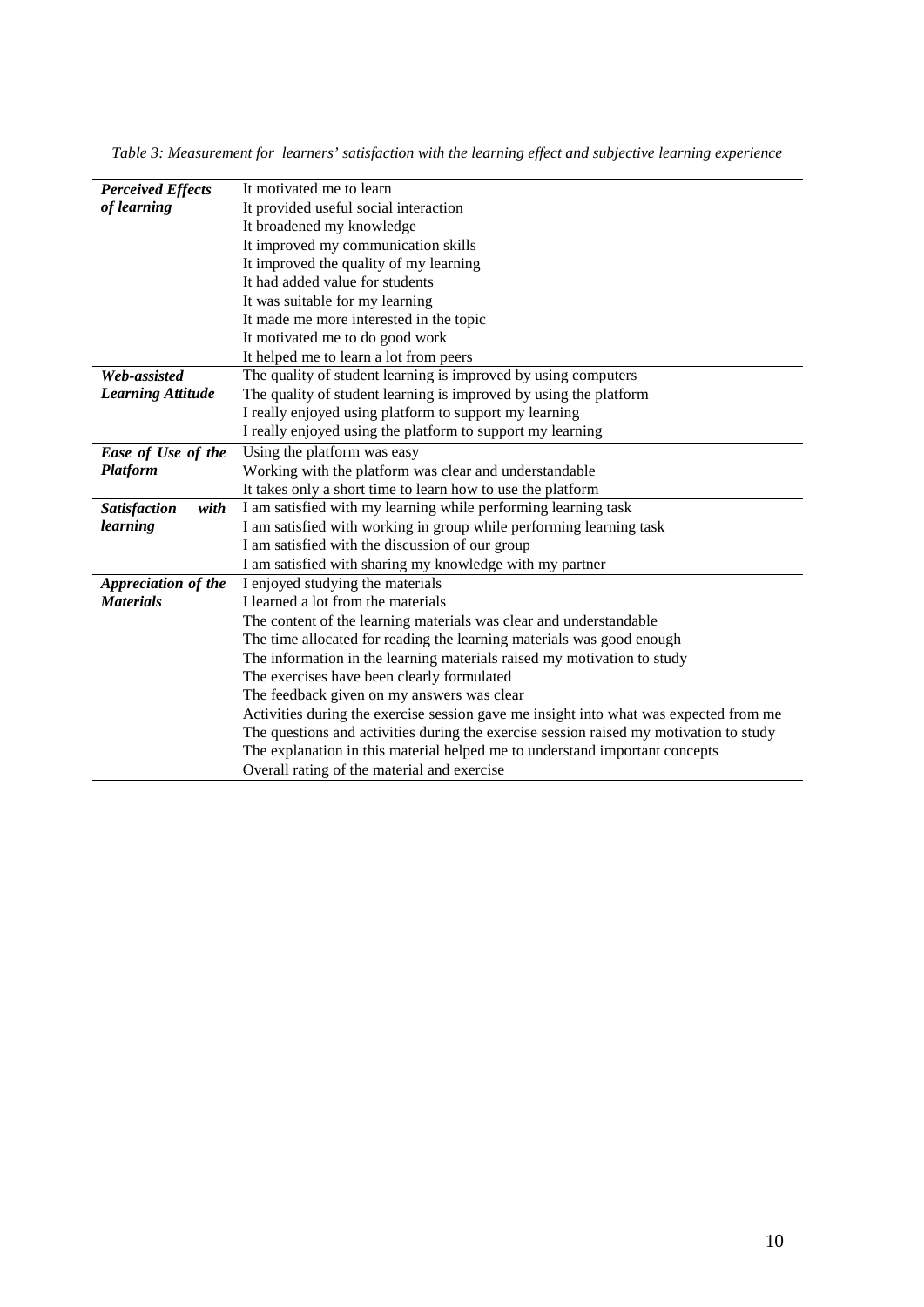*Table 3: Measurement for learners' satisfaction with the learning effect and subjective learning experience*

| | |
|---|---|
| ***Perceived Effects of learning*** | It motivated me to learn |
| | It provided useful social interaction |
| | It broadened my knowledge |
| | It improved my communication skills |
| | It improved the quality of my learning |
| | It had added value for students |
| | It was suitable for my learning |
| | It made me more interested in the topic |
| | It motivated me to do good work |
| | It helped me to learn a lot from peers |
| ***Web-assisted Learning Attitude*** | The quality of student learning is improved by using computers |
| | The quality of student learning is improved by using the platform |
| | I really enjoyed using platform to support my learning |
| | I really enjoyed using the platform to support my learning |
| ***Ease of Use of the Platform*** | Using the platform was easy |
| | Working with the platform was clear and understandable |
| | It takes only a short time to learn how to use the platform |
| ***Satisfaction with learning*** | I am satisfied with my learning while performing learning task |
| | I am satisfied with working in group while performing learning task |
| | I am satisfied with the discussion of our group |
| | I am satisfied with sharing my knowledge with my partner |
| ***Appreciation of the Materials*** | I enjoyed studying the materials |
| | I learned a lot from the materials |
| | The content of the learning materials was clear and understandable |
| | The time allocated for reading the learning materials was good enough |
| | The information in the learning materials raised my motivation to study |
| | The exercises have been clearly formulated |
| | The feedback given on my answers was clear |
| | Activities during the exercise session gave me insight into what was expected from me |
| | The questions and activities during the exercise session raised my motivation to study |
| | The explanation in this material helped me to understand important concepts |
| | Overall rating of the material and exercise |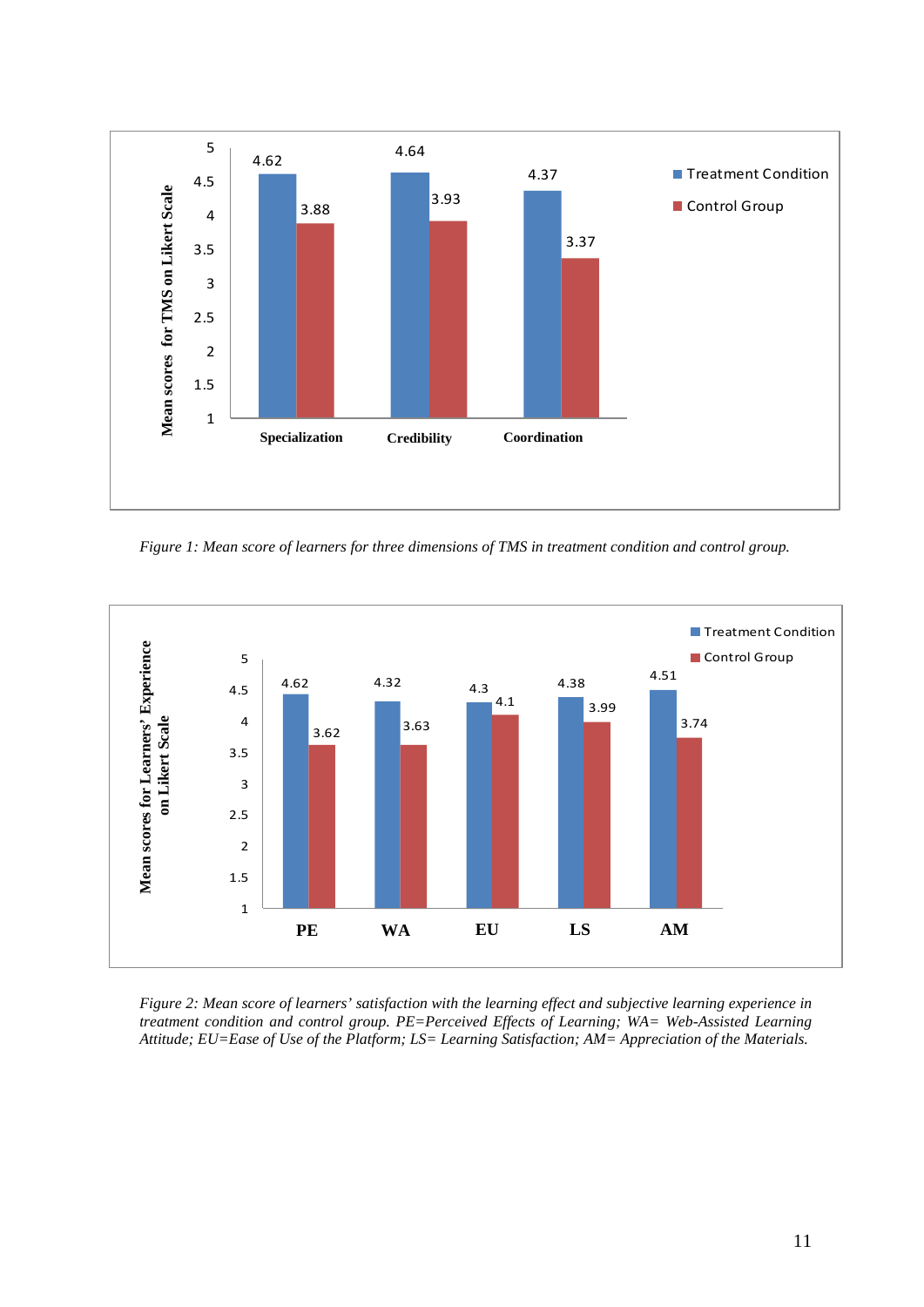*Figure 1: Mean score of learners for three dimensions of TMS in treatment condition and control group.*

*Figure 2: Mean score of learners' satisfaction with the learning effect and subjective learning experience in treatment condition and control group. PE=Perceived Effects of Learning; WA= Web-Assisted Learning Attitude; EU=Ease of Use of the Platform; LS= Learning Satisfaction; AM= Appreciation of the Materials.*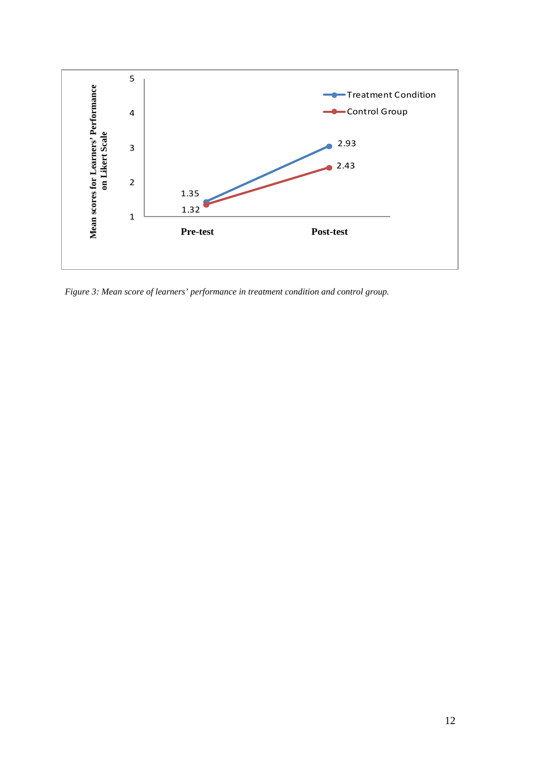Mean scores for Learners' Performance on Likert Scale

5
4
3
2
1

Treatment Condition
Control Group

2.93
2.43
1.35
1.32

Pre-test
Post-test

*Figure 3: Mean score of learners' performance in treatment condition and control group.*